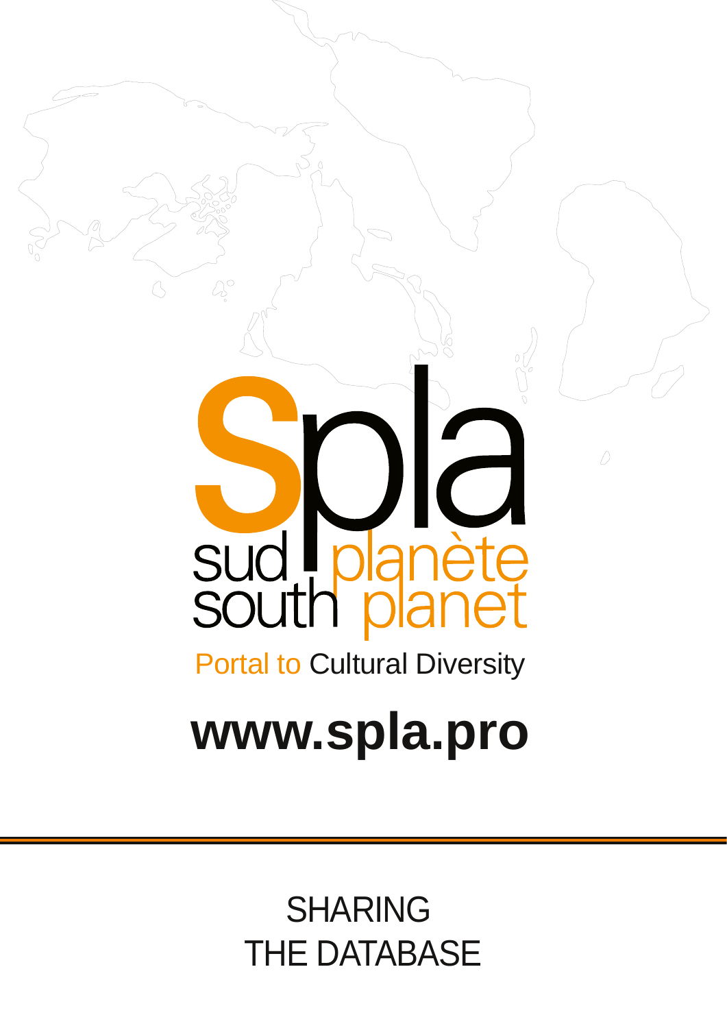# Spla

sud planète
south planet

Portal to Cultural Diversity

**www.spla.pro**

---

SHARING
THE DATABASE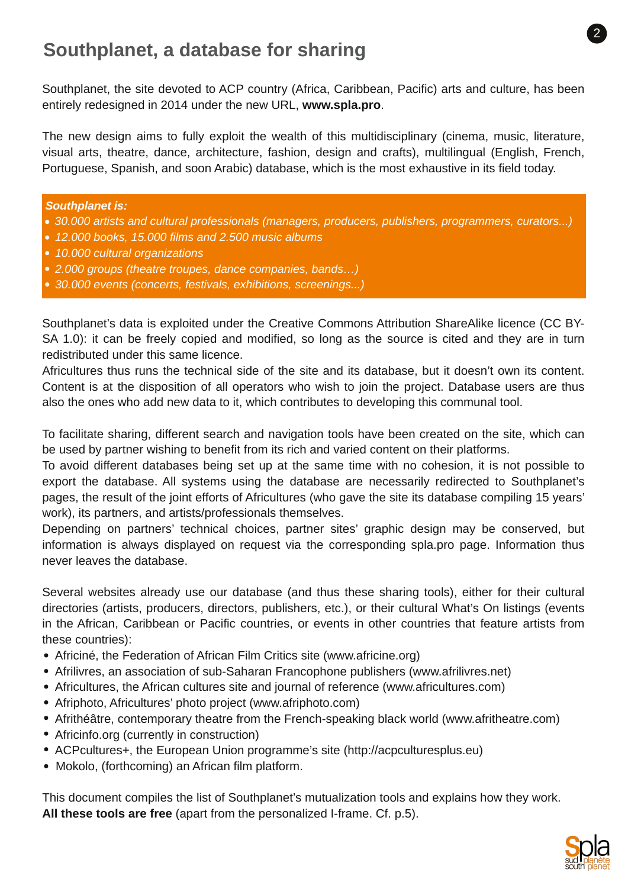# Southplanet, a database for sharing

Southplanet, the site devoted to ACP country (Africa, Caribbean, Pacific) arts and culture, has been entirely redesigned in 2014 under the new URL, **www.spla.pro**.

The new design aims to fully exploit the wealth of this multidisciplinary (cinema, music, literature, visual arts, theatre, dance, architecture, fashion, design and crafts), multilingual (English, French, Portuguese, Spanish, and soon Arabic) database, which is the most exhaustive in its field today.

***Southplanet is:***

- *30.000 artists and cultural professionals (managers, producers, publishers, programmers, curators...)*
- *12.000 books, 15.000 films and 2.500 music albums*
- *10.000 cultural organizations*
- *2.000 groups (theatre troupes, dance companies, bands…)*
- *30.000 events (concerts, festivals, exhibitions, screenings...)*

Southplanet's data is exploited under the Creative Commons Attribution ShareAlike licence (CC BY-SA 1.0): it can be freely copied and modified, so long as the source is cited and they are in turn redistributed under this same licence.
Africultures thus runs the technical side of the site and its database, but it doesn't own its content. Content is at the disposition of all operators who wish to join the project. Database users are thus also the ones who add new data to it, which contributes to developing this communal tool.

To facilitate sharing, different search and navigation tools have been created on the site, which can be used by partner wishing to benefit from its rich and varied content on their platforms.
To avoid different databases being set up at the same time with no cohesion, it is not possible to export the database. All systems using the database are necessarily redirected to Southplanet's pages, the result of the joint efforts of Africultures (who gave the site its database compiling 15 years' work), its partners, and artists/professionals themselves.
Depending on partners' technical choices, partner sites' graphic design may be conserved, but information is always displayed on request via the corresponding spla.pro page. Information thus never leaves the database.

Several websites already use our database (and thus these sharing tools), either for their cultural directories (artists, producers, directors, publishers, etc.), or their cultural What's On listings (events in the African, Caribbean or Pacific countries, or events in other countries that feature artists from these countries):

- Africiné, the Federation of African Film Critics site (www.africine.org)
- Afrilivres, an association of sub-Saharan Francophone publishers (www.afrilivres.net)
- Africultures, the African cultures site and journal of reference (www.africultures.com)
- Afriphoto, Africultures' photo project (www.afriphoto.com)
- Afrithéâtre, contemporary theatre from the French-speaking black world (www.afritheatre.com)
- Africinfo.org (currently in construction)
- ACPcultures+, the European Union programme's site (http://acpculturesplus.eu)
- Mokolo, (forthcoming) an African film platform.

This document compiles the list of Southplanet's mutualization tools and explains how they work.
**All these tools are free** (apart from the personalized I-frame. Cf. p.5).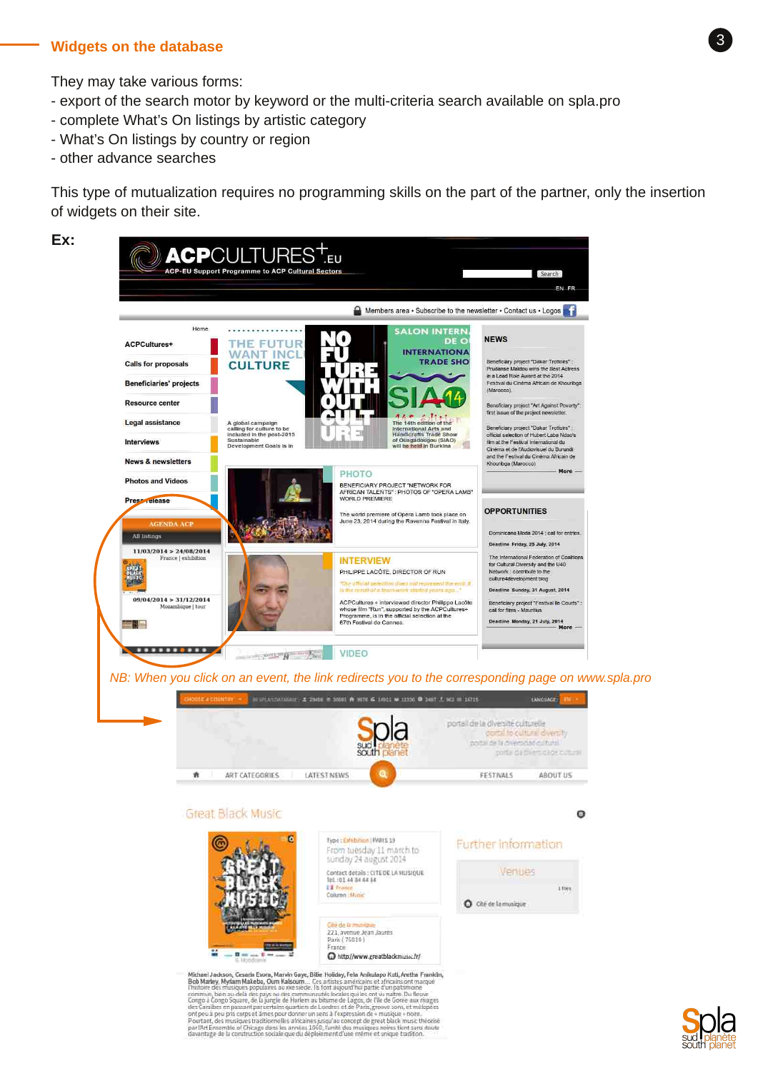## Widgets on the database

They may take various forms:

- export of the search motor by keyword or the multi-criteria search available on spla.pro
- complete What's On listings by artistic category
- What's On listings by country or region
- other advance searches

This type of mutualization requires no programming skills on the part of the partner, only the insertion of widgets on their site.

**Ex:**

*NB: When you click on an event, the link redirects you to the corresponding page on www.spla.pro*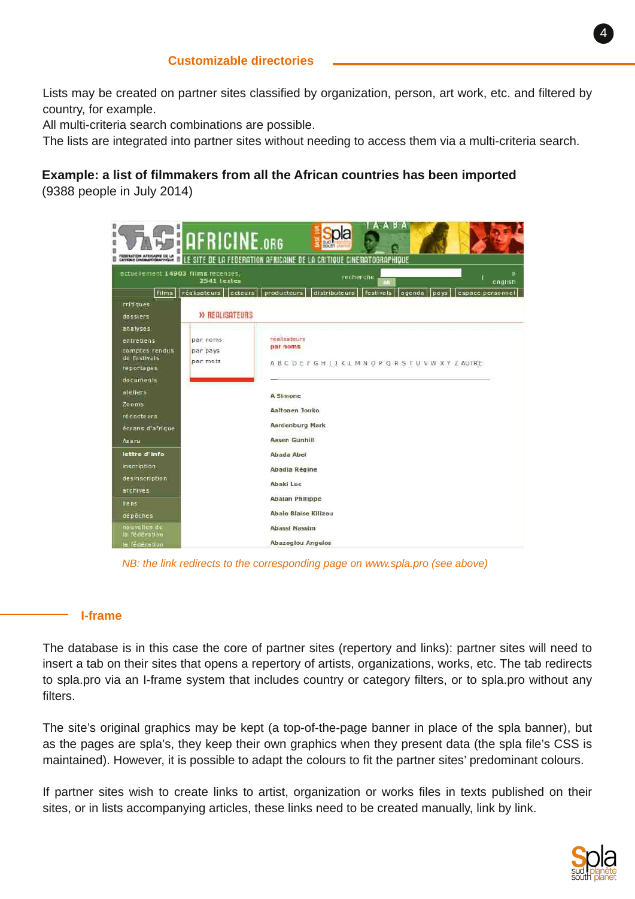## Customizable directories

Lists may be created on partner sites classified by organization, person, art work, etc. and filtered by country, for example.
All multi-criteria search combinations are possible.
The lists are integrated into partner sites without needing to access them via a multi-criteria search.

**Example: a list of filmmakers from all the African countries has been imported**
(9388 people in July 2014)

*NB: the link redirects to the corresponding page on www.spla.pro (see above)*

## I-frame

The database is in this case the core of partner sites (repertory and links): partner sites will need to insert a tab on their sites that opens a repertory of artists, organizations, works, etc. The tab redirects to spla.pro via an I-frame system that includes country or category filters, or to spla.pro without any filters.

The site's original graphics may be kept (a top-of-the-page banner in place of the spla banner), but as the pages are spla's, they keep their own graphics when they present data (the spla file's CSS is maintained). However, it is possible to adapt the colours to fit the partner sites' predominant colours.

If partner sites wish to create links to artist, organization or works files in texts published on their sites, or in lists accompanying articles, these links need to be created manually, link by link.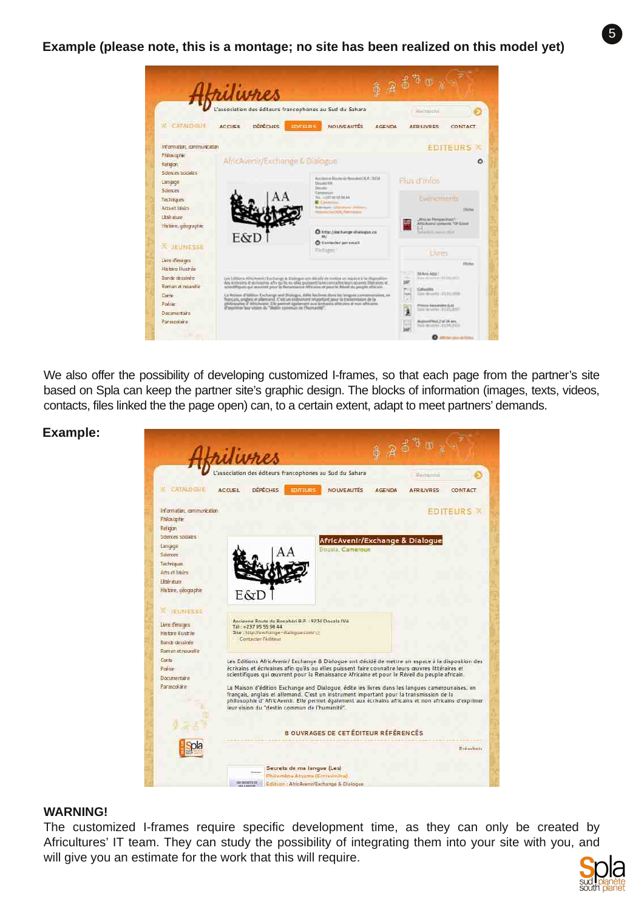**Example (please note, this is a montage; no site has been realized on this model yet)**

We also offer the possibility of developing customized I-frames, so that each page from the partner's site based on Spla can keep the partner site's graphic design. The blocks of information (images, texts, videos, contacts, files linked the the page open) can, to a certain extent, adapt to meet partners' demands.

**Example:**

**WARNING!**

The customized I-frames require specific development time, as they can only be created by Africultures' IT team. They can study the possibility of integrating them into your site with you, and will give you an estimate for the work that this will require.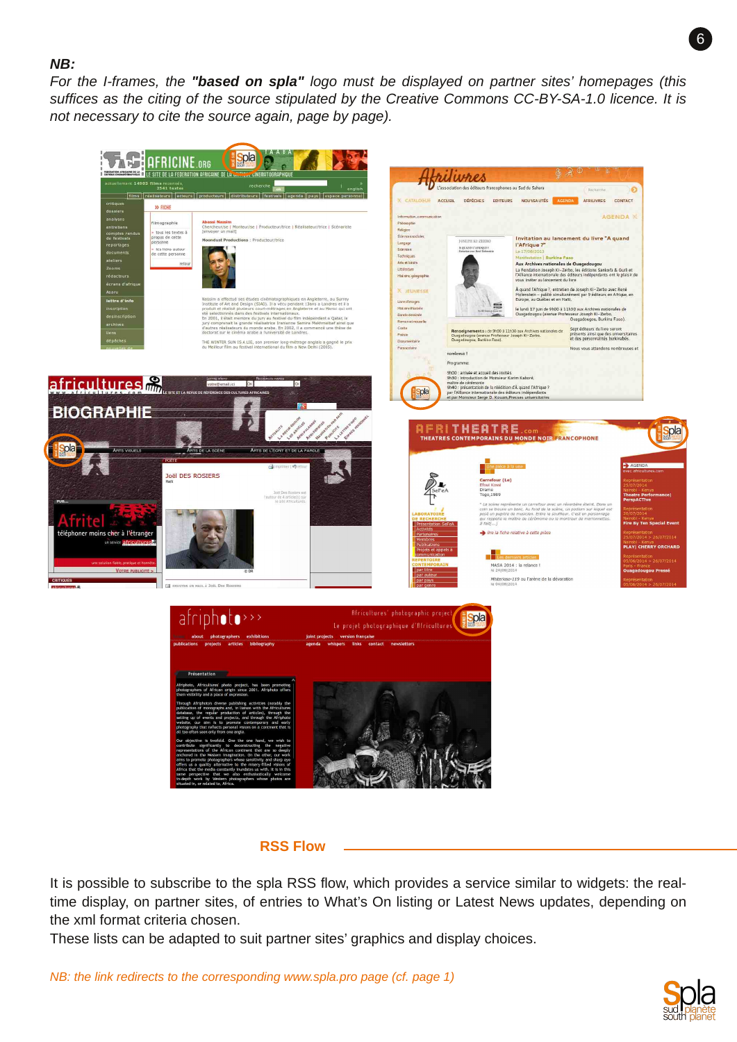**NB:**

*For the I-frames, the* ***"based on spla"*** *logo must be displayed on partner sites' homepages (this suffices as the citing of the source stipulated by the Creative Commons CC-BY-SA-1.0 licence. It is not necessary to cite the source again, page by page).*

## RSS Flow

It is possible to subscribe to the spla RSS flow, which provides a service similar to widgets: the real-time display, on partner sites, of entries to What's On listing or Latest News updates, depending on the xml format criteria chosen.

These lists can be adapted to suit partner sites' graphics and display choices.

*NB: the link redirects to the corresponding www.spla.pro page (cf. page 1)*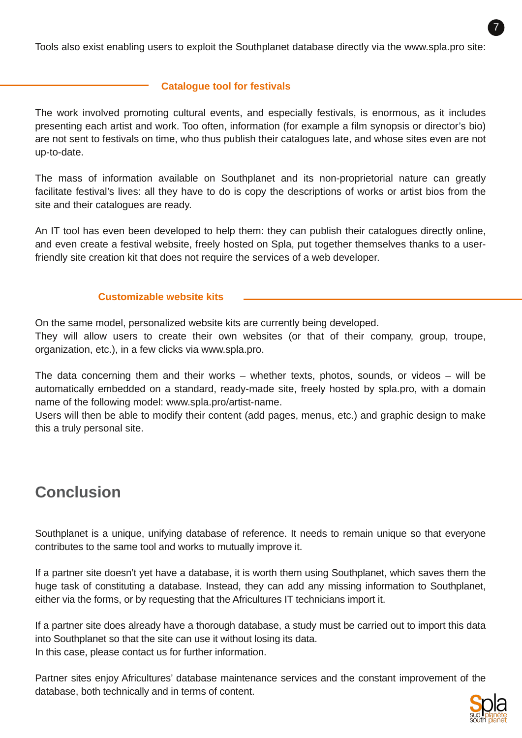Tools also exist enabling users to exploit the Southplanet database directly via the www.spla.pro site:

### Catalogue tool for festivals

The work involved promoting cultural events, and especially festivals, is enormous, as it includes presenting each artist and work. Too often, information (for example a film synopsis or director's bio) are not sent to festivals on time, who thus publish their catalogues late, and whose sites even are not up-to-date.

The mass of information available on Southplanet and its non-proprietorial nature can greatly facilitate festival's lives: all they have to do is copy the descriptions of works or artist bios from the site and their catalogues are ready.

An IT tool has even been developed to help them: they can publish their catalogues directly online, and even create a festival website, freely hosted on Spla, put together themselves thanks to a user-friendly site creation kit that does not require the services of a web developer.

### Customizable website kits

On the same model, personalized website kits are currently being developed.
They will allow users to create their own websites (or that of their company, group, troupe, organization, etc.), in a few clicks via www.spla.pro.

The data concerning them and their works – whether texts, photos, sounds, or videos – will be automatically embedded on a standard, ready-made site, freely hosted by spla.pro, with a domain name of the following model: www.spla.pro/artist-name.
Users will then be able to modify their content (add pages, menus, etc.) and graphic design to make this a truly personal site.

## Conclusion

Southplanet is a unique, unifying database of reference. It needs to remain unique so that everyone contributes to the same tool and works to mutually improve it.

If a partner site doesn't yet have a database, it is worth them using Southplanet, which saves them the huge task of constituting a database. Instead, they can add any missing information to Southplanet, either via the forms, or by requesting that the Africultures IT technicians import it.

If a partner site does already have a thorough database, a study must be carried out to import this data into Southplanet so that the site can use it without losing its data.
In this case, please contact us for further information.

Partner sites enjoy Africultures' database maintenance services and the constant improvement of the database, both technically and in terms of content.